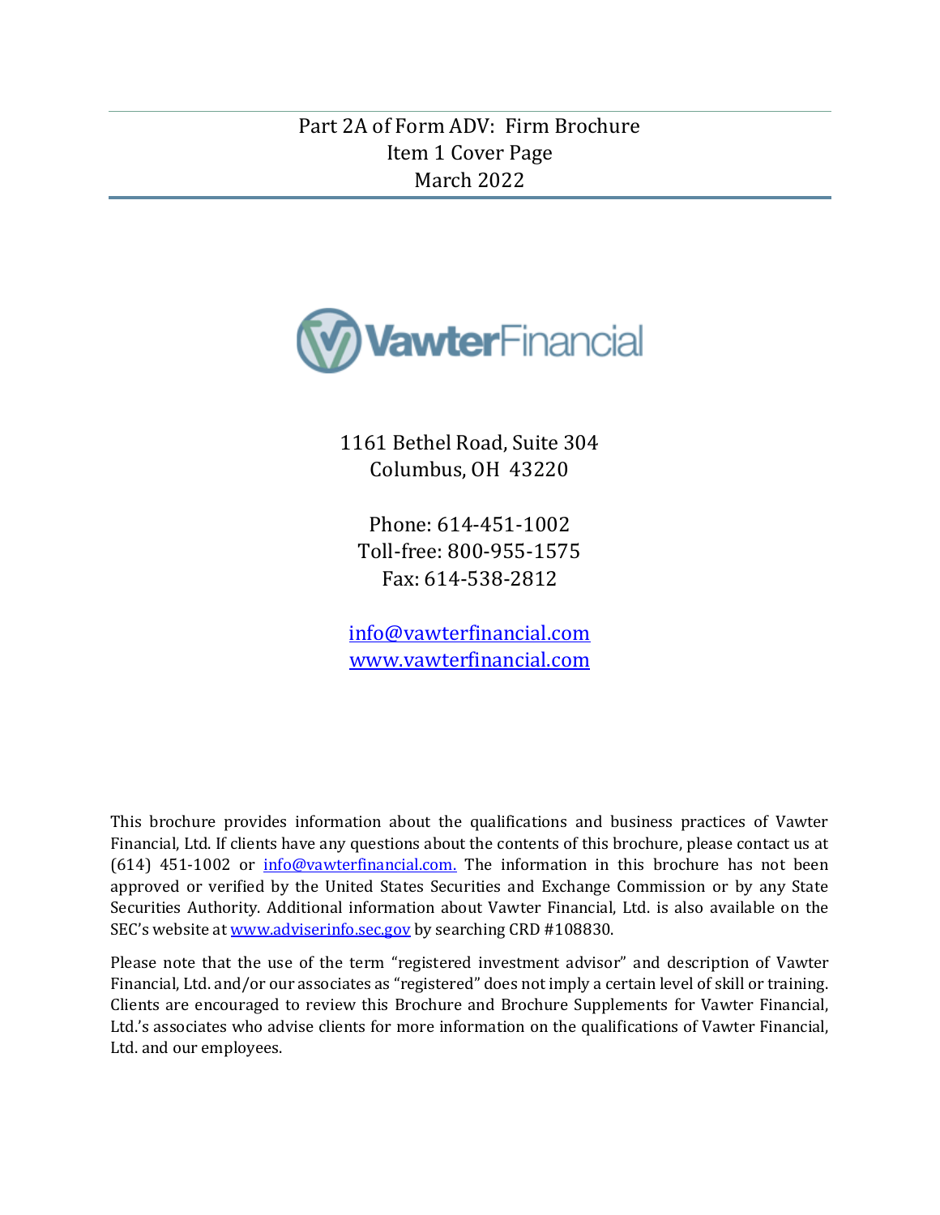# Part 2A of Form ADV: Firm Brochure
## Item 1 Cover Page
### March 2022

VawterFinancial

1161 Bethel Road, Suite 304
Columbus, OH 43220

Phone: 614-451-1002
Toll-free: 800-955-1575
Fax: 614-538-2812

info@vawterfinancial.com
www.vawterfinancial.com

This brochure provides information about the qualifications and business practices of Vawter Financial, Ltd. If clients have any questions about the contents of this brochure, please contact us at (614) 451-1002 or info@vawterfinancial.com. The information in this brochure has not been approved or verified by the United States Securities and Exchange Commission or by any State Securities Authority. Additional information about Vawter Financial, Ltd. is also available on the SEC's website at www.adviserinfo.sec.gov by searching CRD #108830.

Please note that the use of the term "registered investment advisor" and description of Vawter Financial, Ltd. and/or our associates as "registered" does not imply a certain level of skill or training. Clients are encouraged to review this Brochure and Brochure Supplements for Vawter Financial, Ltd.'s associates who advise clients for more information on the qualifications of Vawter Financial, Ltd. and our employees.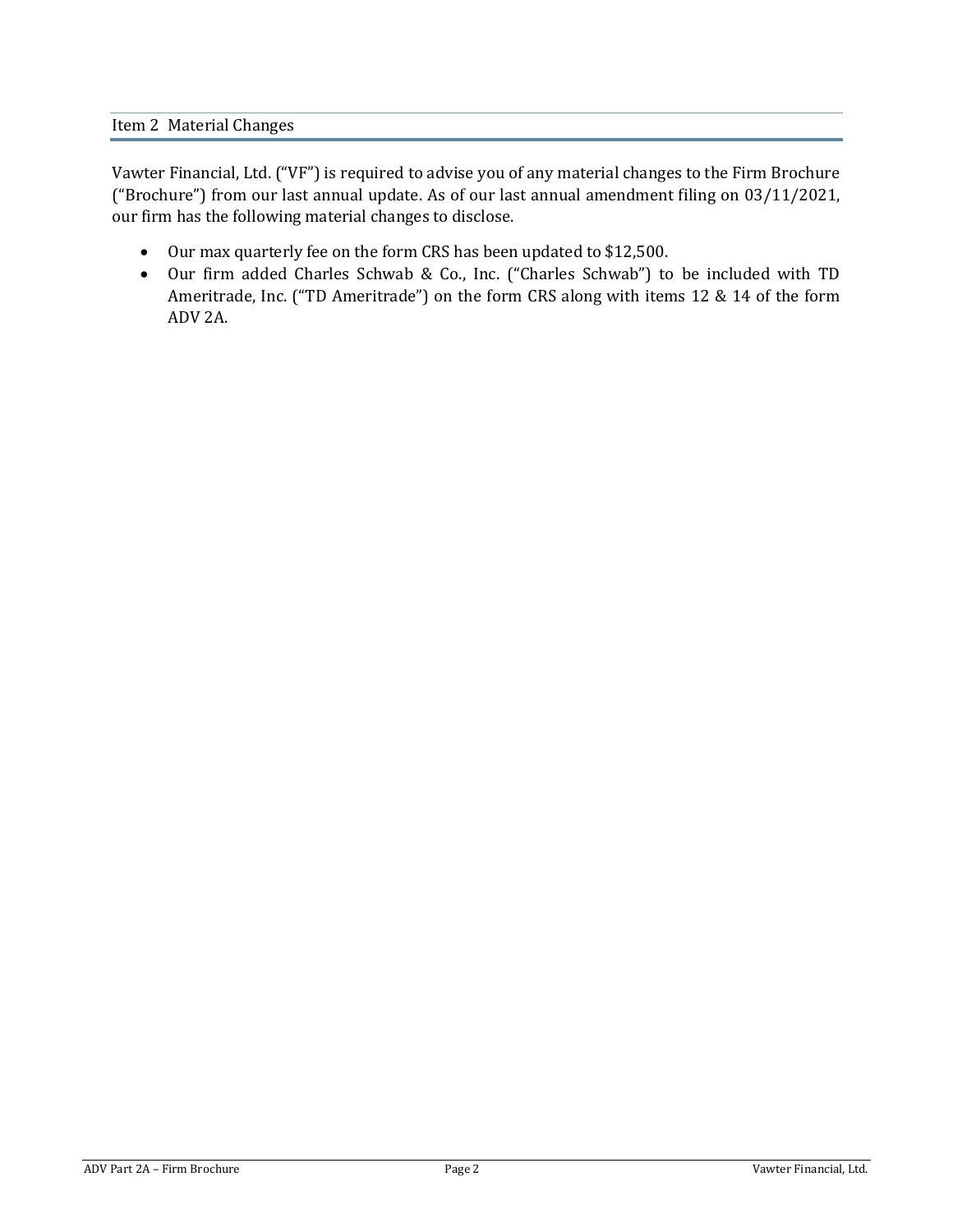## Item 2 Material Changes

Vawter Financial, Ltd. ("VF") is required to advise you of any material changes to the Firm Brochure ("Brochure") from our last annual update. As of our last annual amendment filing on 03/11/2021, our firm has the following material changes to disclose.

- Our max quarterly fee on the form CRS has been updated to $12,500.
- Our firm added Charles Schwab & Co., Inc. ("Charles Schwab") to be included with TD Ameritrade, Inc. ("TD Ameritrade") on the form CRS along with items 12 & 14 of the form ADV 2A.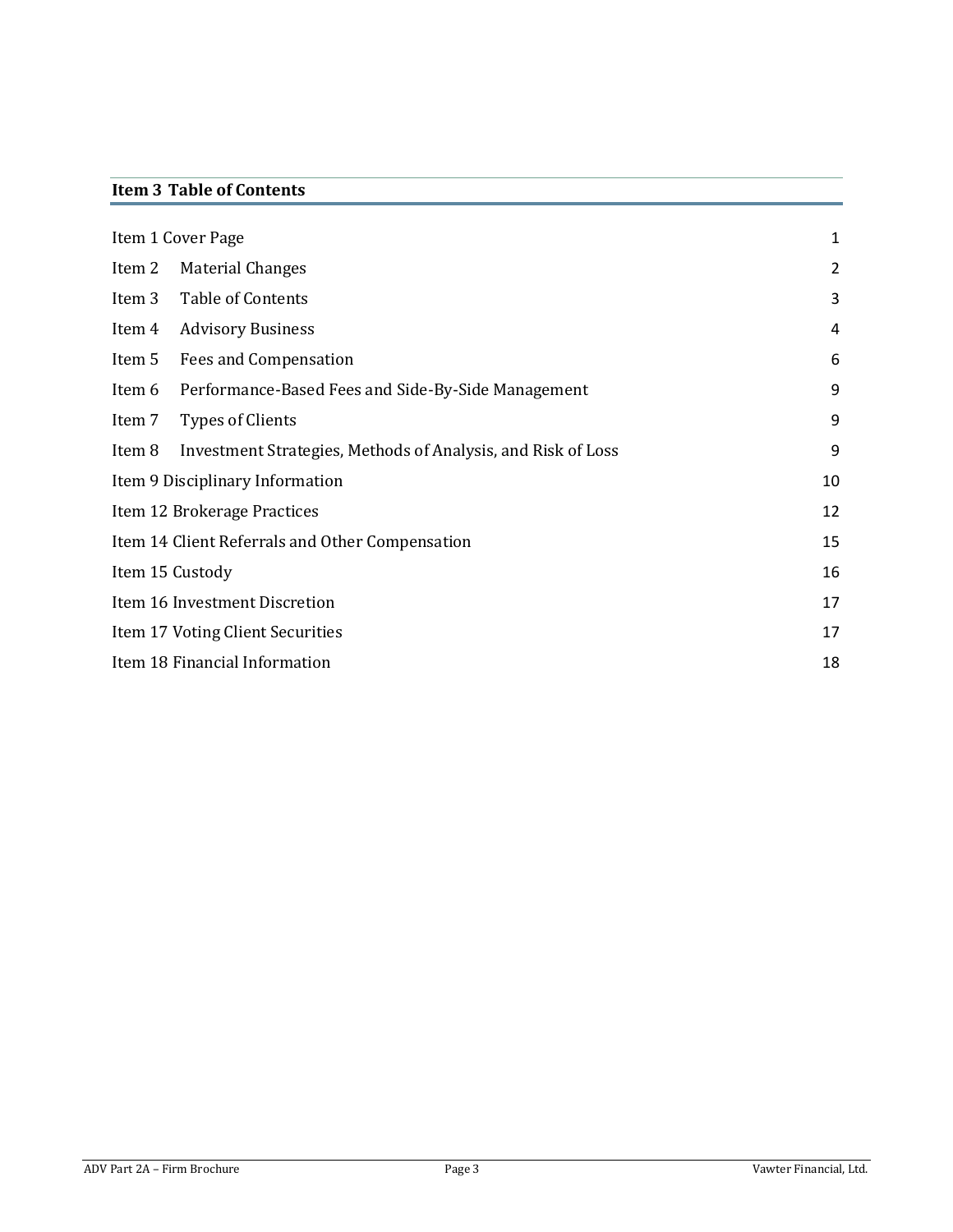## Item 3 Table of Contents

| | |
|---|---|
| Item 1 Cover Page | 1 |
| Item 2 Material Changes | 2 |
| Item 3 Table of Contents | 3 |
| Item 4 Advisory Business | 4 |
| Item 5 Fees and Compensation | 6 |
| Item 6 Performance-Based Fees and Side-By-Side Management | 9 |
| Item 7 Types of Clients | 9 |
| Item 8 Investment Strategies, Methods of Analysis, and Risk of Loss | 9 |
| Item 9 Disciplinary Information | 10 |
| Item 12 Brokerage Practices | 12 |
| Item 14 Client Referrals and Other Compensation | 15 |
| Item 15 Custody | 16 |
| Item 16 Investment Discretion | 17 |
| Item 17 Voting Client Securities | 17 |
| Item 18 Financial Information | 18 |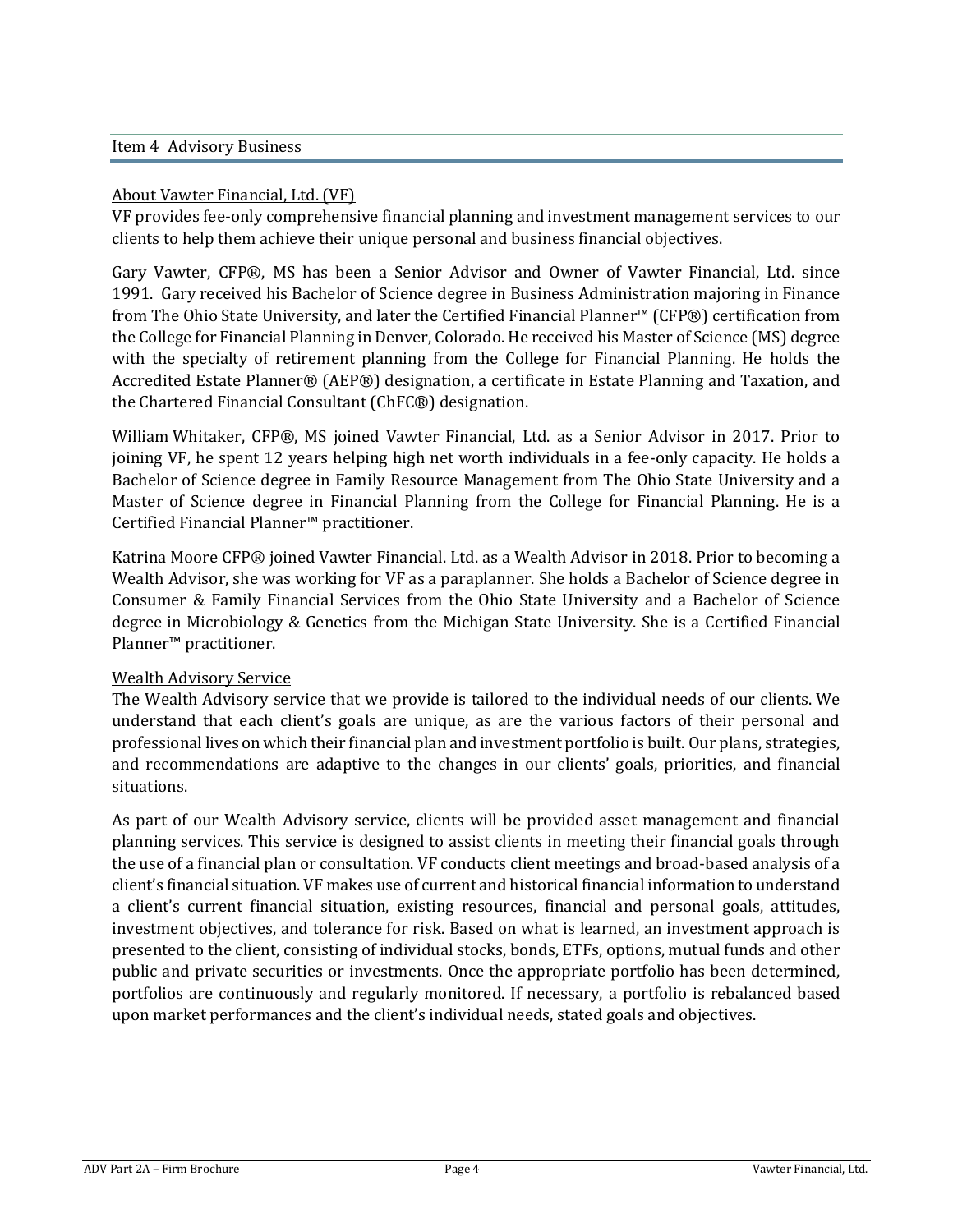## Item 4 Advisory Business

### About Vawter Financial, Ltd. (VF)

VF provides fee-only comprehensive financial planning and investment management services to our clients to help them achieve their unique personal and business financial objectives.

Gary Vawter, CFP®, MS has been a Senior Advisor and Owner of Vawter Financial, Ltd. since 1991. Gary received his Bachelor of Science degree in Business Administration majoring in Finance from The Ohio State University, and later the Certified Financial Planner™ (CFP®) certification from the College for Financial Planning in Denver, Colorado. He received his Master of Science (MS) degree with the specialty of retirement planning from the College for Financial Planning. He holds the Accredited Estate Planner® (AEP®) designation, a certificate in Estate Planning and Taxation, and the Chartered Financial Consultant (ChFC®) designation.

William Whitaker, CFP®, MS joined Vawter Financial, Ltd. as a Senior Advisor in 2017. Prior to joining VF, he spent 12 years helping high net worth individuals in a fee-only capacity. He holds a Bachelor of Science degree in Family Resource Management from The Ohio State University and a Master of Science degree in Financial Planning from the College for Financial Planning. He is a Certified Financial Planner™ practitioner.

Katrina Moore CFP® joined Vawter Financial. Ltd. as a Wealth Advisor in 2018. Prior to becoming a Wealth Advisor, she was working for VF as a paraplanner. She holds a Bachelor of Science degree in Consumer & Family Financial Services from the Ohio State University and a Bachelor of Science degree in Microbiology & Genetics from the Michigan State University. She is a Certified Financial Planner™ practitioner.

### Wealth Advisory Service

The Wealth Advisory service that we provide is tailored to the individual needs of our clients. We understand that each client's goals are unique, as are the various factors of their personal and professional lives on which their financial plan and investment portfolio is built. Our plans, strategies, and recommendations are adaptive to the changes in our clients' goals, priorities, and financial situations.

As part of our Wealth Advisory service, clients will be provided asset management and financial planning services. This service is designed to assist clients in meeting their financial goals through the use of a financial plan or consultation. VF conducts client meetings and broad-based analysis of a client's financial situation. VF makes use of current and historical financial information to understand a client's current financial situation, existing resources, financial and personal goals, attitudes, investment objectives, and tolerance for risk. Based on what is learned, an investment approach is presented to the client, consisting of individual stocks, bonds, ETFs, options, mutual funds and other public and private securities or investments. Once the appropriate portfolio has been determined, portfolios are continuously and regularly monitored. If necessary, a portfolio is rebalanced based upon market performances and the client's individual needs, stated goals and objectives.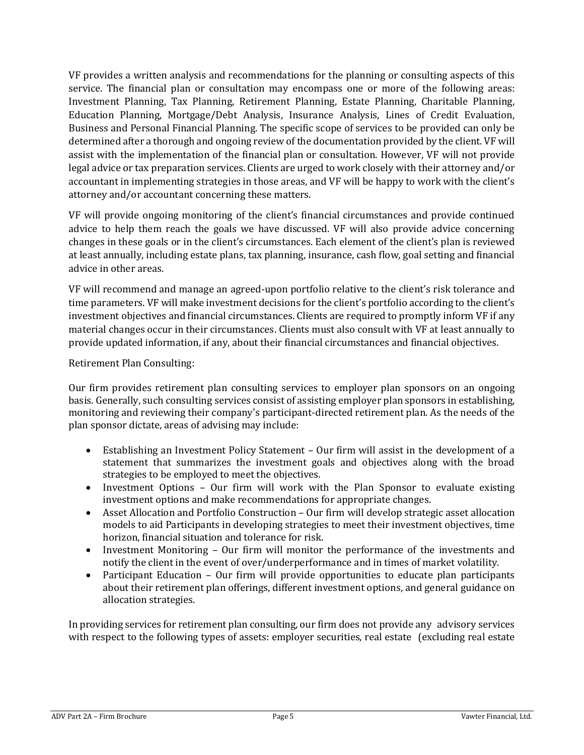VF provides a written analysis and recommendations for the planning or consulting aspects of this service. The financial plan or consultation may encompass one or more of the following areas: Investment Planning, Tax Planning, Retirement Planning, Estate Planning, Charitable Planning, Education Planning, Mortgage/Debt Analysis, Insurance Analysis, Lines of Credit Evaluation, Business and Personal Financial Planning. The specific scope of services to be provided can only be determined after a thorough and ongoing review of the documentation provided by the client. VF will assist with the implementation of the financial plan or consultation. However, VF will not provide legal advice or tax preparation services. Clients are urged to work closely with their attorney and/or accountant in implementing strategies in those areas, and VF will be happy to work with the client's attorney and/or accountant concerning these matters.

VF will provide ongoing monitoring of the client's financial circumstances and provide continued advice to help them reach the goals we have discussed. VF will also provide advice concerning changes in these goals or in the client's circumstances. Each element of the client's plan is reviewed at least annually, including estate plans, tax planning, insurance, cash flow, goal setting and financial advice in other areas.

VF will recommend and manage an agreed-upon portfolio relative to the client's risk tolerance and time parameters. VF will make investment decisions for the client's portfolio according to the client's investment objectives and financial circumstances. Clients are required to promptly inform VF if any material changes occur in their circumstances. Clients must also consult with VF at least annually to provide updated information, if any, about their financial circumstances and financial objectives.

Retirement Plan Consulting:

Our firm provides retirement plan consulting services to employer plan sponsors on an ongoing basis. Generally, such consulting services consist of assisting employer plan sponsors in establishing, monitoring and reviewing their company's participant-directed retirement plan. As the needs of the plan sponsor dictate, areas of advising may include:

- Establishing an Investment Policy Statement – Our firm will assist in the development of a statement that summarizes the investment goals and objectives along with the broad strategies to be employed to meet the objectives.
- Investment Options – Our firm will work with the Plan Sponsor to evaluate existing investment options and make recommendations for appropriate changes.
- Asset Allocation and Portfolio Construction – Our firm will develop strategic asset allocation models to aid Participants in developing strategies to meet their investment objectives, time horizon, financial situation and tolerance for risk.
- Investment Monitoring – Our firm will monitor the performance of the investments and notify the client in the event of over/underperformance and in times of market volatility.
- Participant Education – Our firm will provide opportunities to educate plan participants about their retirement plan offerings, different investment options, and general guidance on allocation strategies.

In providing services for retirement plan consulting, our firm does not provide any advisory services with respect to the following types of assets: employer securities, real estate (excluding real estate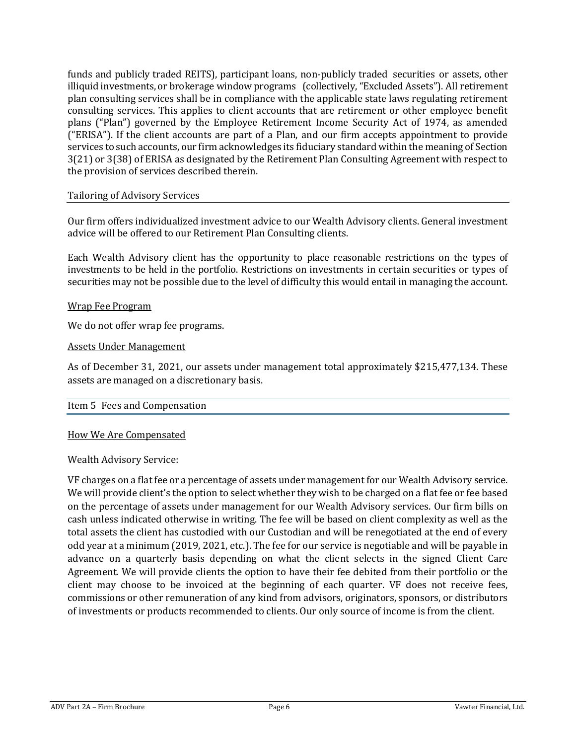funds and publicly traded REITS), participant loans, non-publicly traded securities or assets, other illiquid investments, or brokerage window programs (collectively, "Excluded Assets"). All retirement plan consulting services shall be in compliance with the applicable state laws regulating retirement consulting services. This applies to client accounts that are retirement or other employee benefit plans ("Plan") governed by the Employee Retirement Income Security Act of 1974, as amended ("ERISA"). If the client accounts are part of a Plan, and our firm accepts appointment to provide services to such accounts, our firm acknowledges its fiduciary standard within the meaning of Section 3(21) or 3(38) of ERISA as designated by the Retirement Plan Consulting Agreement with respect to the provision of services described therein.

### Tailoring of Advisory Services

Our firm offers individualized investment advice to our Wealth Advisory clients. General investment advice will be offered to our Retirement Plan Consulting clients.

Each Wealth Advisory client has the opportunity to place reasonable restrictions on the types of investments to be held in the portfolio. Restrictions on investments in certain securities or types of securities may not be possible due to the level of difficulty this would entail in managing the account.

### Wrap Fee Program

We do not offer wrap fee programs.

### Assets Under Management

As of December 31, 2021, our assets under management total approximately $215,477,134. These assets are managed on a discretionary basis.

## Item 5 Fees and Compensation

### How We Are Compensated

Wealth Advisory Service:

VF charges on a flat fee or a percentage of assets under management for our Wealth Advisory service. We will provide client's the option to select whether they wish to be charged on a flat fee or fee based on the percentage of assets under management for our Wealth Advisory services. Our firm bills on cash unless indicated otherwise in writing. The fee will be based on client complexity as well as the total assets the client has custodied with our Custodian and will be renegotiated at the end of every odd year at a minimum (2019, 2021, etc.). The fee for our service is negotiable and will be payable in advance on a quarterly basis depending on what the client selects in the signed Client Care Agreement. We will provide clients the option to have their fee debited from their portfolio or the client may choose to be invoiced at the beginning of each quarter. VF does not receive fees, commissions or other remuneration of any kind from advisors, originators, sponsors, or distributors of investments or products recommended to clients. Our only source of income is from the client.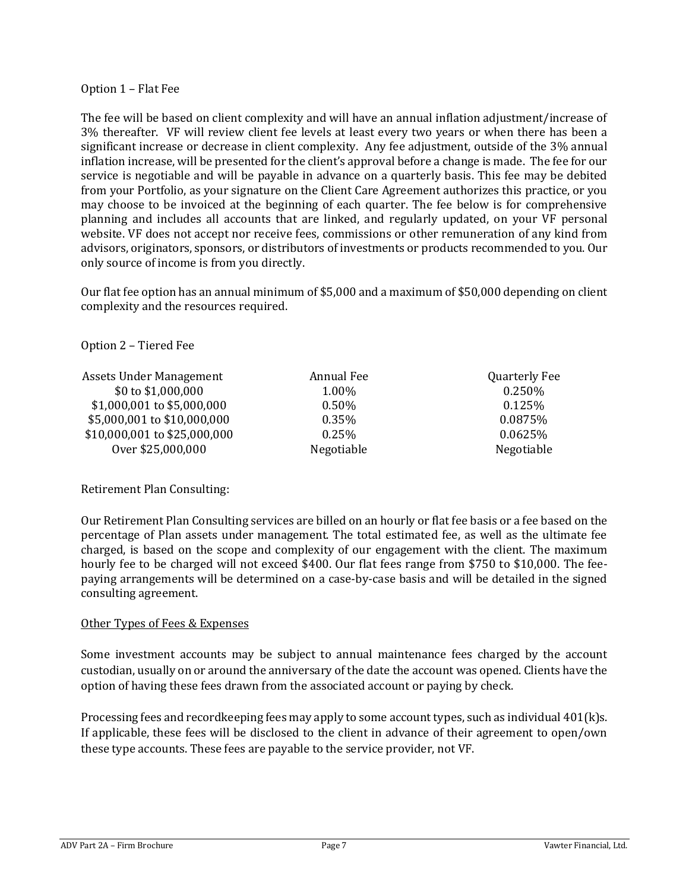Option 1 – Flat Fee

The fee will be based on client complexity and will have an annual inflation adjustment/increase of 3% thereafter. VF will review client fee levels at least every two years or when there has been a significant increase or decrease in client complexity. Any fee adjustment, outside of the 3% annual inflation increase, will be presented for the client's approval before a change is made. The fee for our service is negotiable and will be payable in advance on a quarterly basis. This fee may be debited from your Portfolio, as your signature on the Client Care Agreement authorizes this practice, or you may choose to be invoiced at the beginning of each quarter. The fee below is for comprehensive planning and includes all accounts that are linked, and regularly updated, on your VF personal website. VF does not accept nor receive fees, commissions or other remuneration of any kind from advisors, originators, sponsors, or distributors of investments or products recommended to you. Our only source of income is from you directly.

Our flat fee option has an annual minimum of $5,000 and a maximum of $50,000 depending on client complexity and the resources required.

Option 2 – Tiered Fee

| Assets Under Management | Annual Fee | Quarterly Fee |
| --- | --- | --- |
| $0 to $1,000,000 | 1.00% | 0.250% |
| $1,000,001 to $5,000,000 | 0.50% | 0.125% |
| $5,000,001 to $10,000,000 | 0.35% | 0.0875% |
| $10,000,001 to $25,000,000 | 0.25% | 0.0625% |
| Over $25,000,000 | Negotiable | Negotiable |

Retirement Plan Consulting:

Our Retirement Plan Consulting services are billed on an hourly or flat fee basis or a fee based on the percentage of Plan assets under management. The total estimated fee, as well as the ultimate fee charged, is based on the scope and complexity of our engagement with the client. The maximum hourly fee to be charged will not exceed $400. Our flat fees range from $750 to $10,000. The fee-paying arrangements will be determined on a case-by-case basis and will be detailed in the signed consulting agreement.

<u>Other Types of Fees & Expenses</u>

Some investment accounts may be subject to annual maintenance fees charged by the account custodian, usually on or around the anniversary of the date the account was opened. Clients have the option of having these fees drawn from the associated account or paying by check.

Processing fees and recordkeeping fees may apply to some account types, such as individual 401(k)s. If applicable, these fees will be disclosed to the client in advance of their agreement to open/own these type accounts. These fees are payable to the service provider, not VF.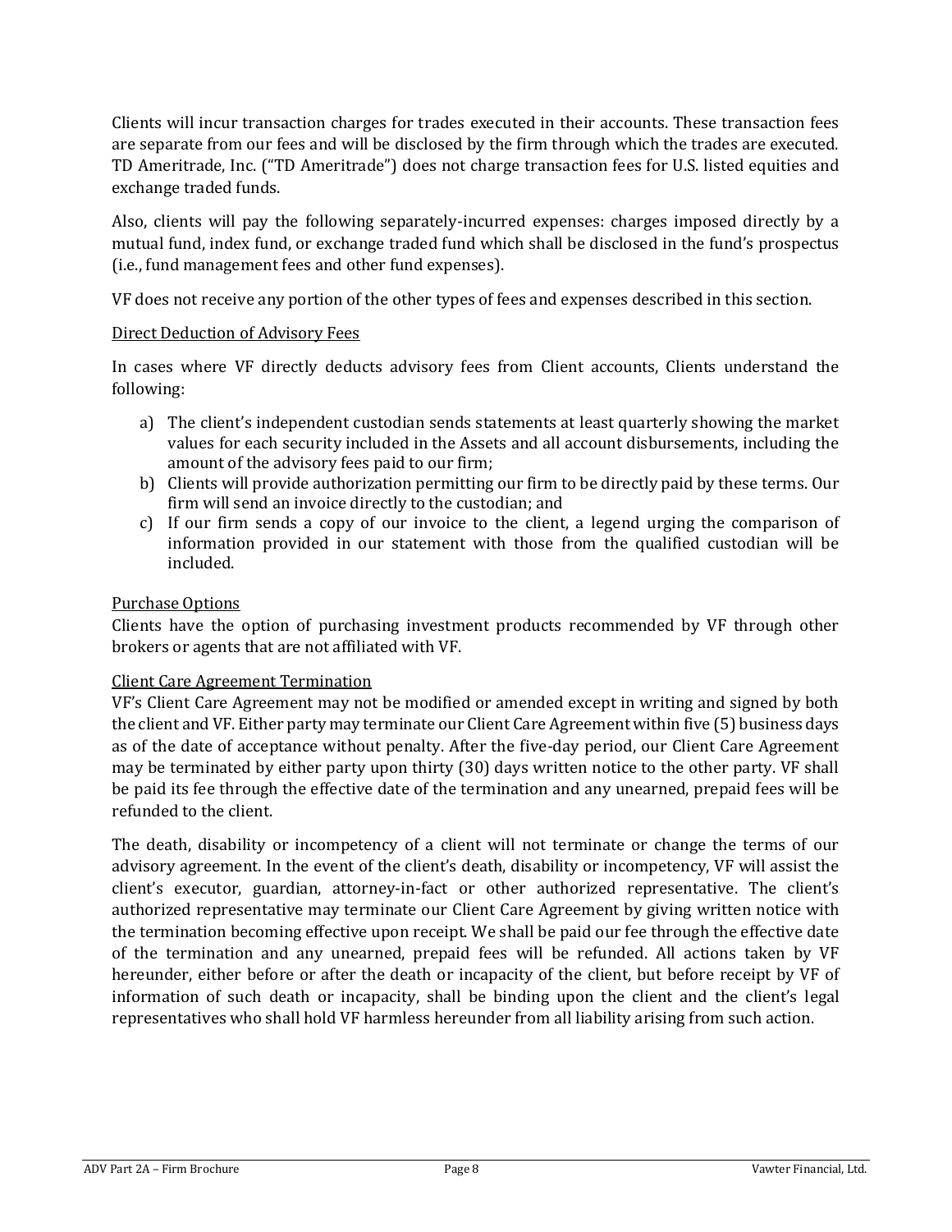Clients will incur transaction charges for trades executed in their accounts. These transaction fees are separate from our fees and will be disclosed by the firm through which the trades are executed. TD Ameritrade, Inc. ("TD Ameritrade") does not charge transaction fees for U.S. listed equities and exchange traded funds.

Also, clients will pay the following separately-incurred expenses: charges imposed directly by a mutual fund, index fund, or exchange traded fund which shall be disclosed in the fund's prospectus (i.e., fund management fees and other fund expenses).

VF does not receive any portion of the other types of fees and expenses described in this section.

<u>Direct Deduction of Advisory Fees</u>

In cases where VF directly deducts advisory fees from Client accounts, Clients understand the following:

a) The client's independent custodian sends statements at least quarterly showing the market values for each security included in the Assets and all account disbursements, including the amount of the advisory fees paid to our firm;
b) Clients will provide authorization permitting our firm to be directly paid by these terms. Our firm will send an invoice directly to the custodian; and
c) If our firm sends a copy of our invoice to the client, a legend urging the comparison of information provided in our statement with those from the qualified custodian will be included.

<u>Purchase Options</u>

Clients have the option of purchasing investment products recommended by VF through other brokers or agents that are not affiliated with VF.

<u>Client Care Agreement Termination</u>

VF's Client Care Agreement may not be modified or amended except in writing and signed by both the client and VF. Either party may terminate our Client Care Agreement within five (5) business days as of the date of acceptance without penalty. After the five-day period, our Client Care Agreement may be terminated by either party upon thirty (30) days written notice to the other party. VF shall be paid its fee through the effective date of the termination and any unearned, prepaid fees will be refunded to the client.

The death, disability or incompetency of a client will not terminate or change the terms of our advisory agreement. In the event of the client's death, disability or incompetency, VF will assist the client's executor, guardian, attorney-in-fact or other authorized representative. The client's authorized representative may terminate our Client Care Agreement by giving written notice with the termination becoming effective upon receipt. We shall be paid our fee through the effective date of the termination and any unearned, prepaid fees will be refunded. All actions taken by VF hereunder, either before or after the death or incapacity of the client, but before receipt by VF of information of such death or incapacity, shall be binding upon the client and the client's legal representatives who shall hold VF harmless hereunder from all liability arising from such action.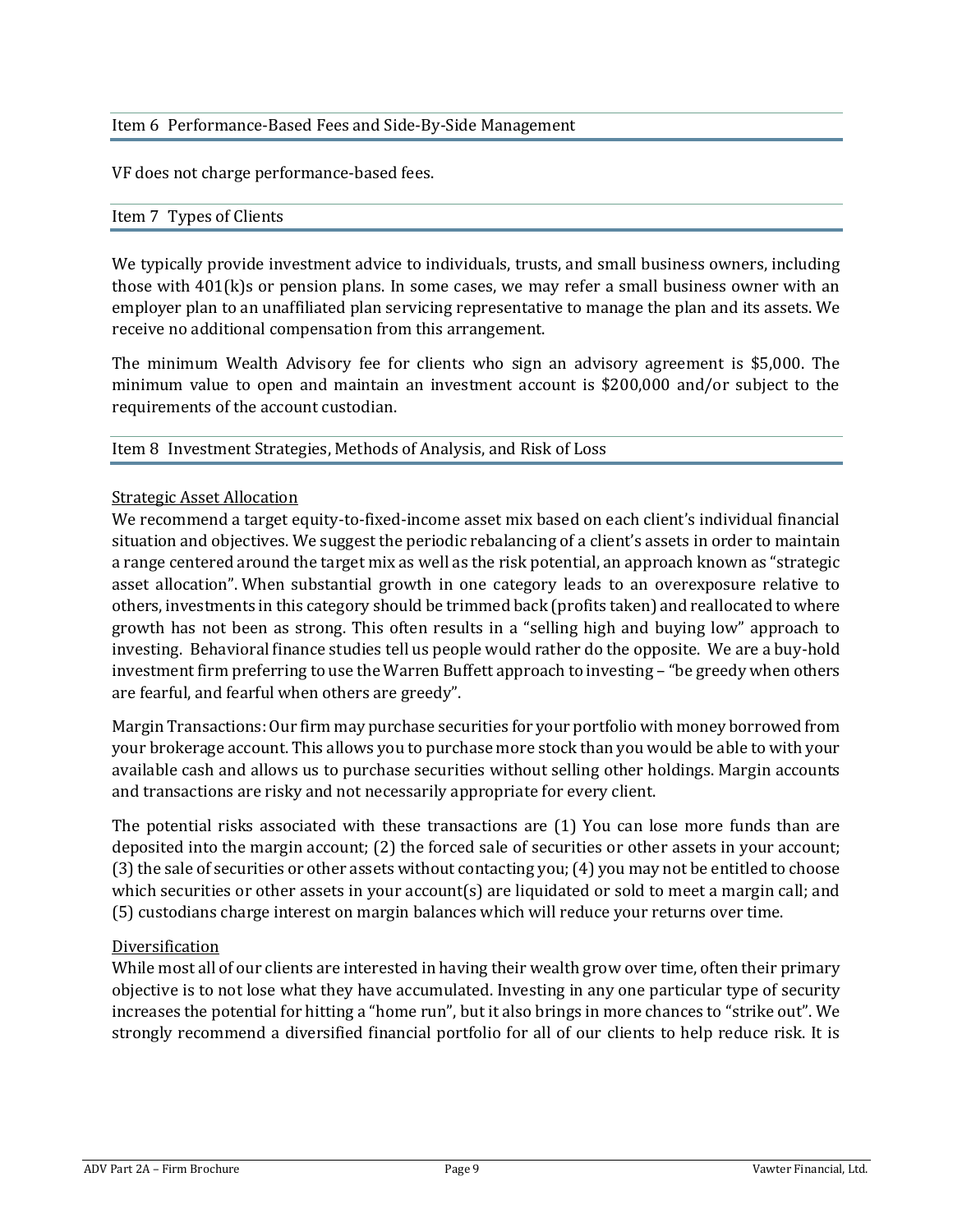## Item 6 Performance-Based Fees and Side-By-Side Management

VF does not charge performance-based fees.

## Item 7 Types of Clients

We typically provide investment advice to individuals, trusts, and small business owners, including those with 401(k)s or pension plans. In some cases, we may refer a small business owner with an employer plan to an unaffiliated plan servicing representative to manage the plan and its assets. We receive no additional compensation from this arrangement.

The minimum Wealth Advisory fee for clients who sign an advisory agreement is $5,000. The minimum value to open and maintain an investment account is $200,000 and/or subject to the requirements of the account custodian.

## Item 8 Investment Strategies, Methods of Analysis, and Risk of Loss

<u>Strategic Asset Allocation</u>

We recommend a target equity-to-fixed-income asset mix based on each client's individual financial situation and objectives. We suggest the periodic rebalancing of a client's assets in order to maintain a range centered around the target mix as well as the risk potential, an approach known as "strategic asset allocation". When substantial growth in one category leads to an overexposure relative to others, investments in this category should be trimmed back (profits taken) and reallocated to where growth has not been as strong. This often results in a "selling high and buying low" approach to investing. Behavioral finance studies tell us people would rather do the opposite. We are a buy-hold investment firm preferring to use the Warren Buffett approach to investing – "be greedy when others are fearful, and fearful when others are greedy".

Margin Transactions: Our firm may purchase securities for your portfolio with money borrowed from your brokerage account. This allows you to purchase more stock than you would be able to with your available cash and allows us to purchase securities without selling other holdings. Margin accounts and transactions are risky and not necessarily appropriate for every client.

The potential risks associated with these transactions are (1) You can lose more funds than are deposited into the margin account; (2) the forced sale of securities or other assets in your account; (3) the sale of securities or other assets without contacting you; (4) you may not be entitled to choose which securities or other assets in your account(s) are liquidated or sold to meet a margin call; and (5) custodians charge interest on margin balances which will reduce your returns over time.

<u>Diversification</u>

While most all of our clients are interested in having their wealth grow over time, often their primary objective is to not lose what they have accumulated. Investing in any one particular type of security increases the potential for hitting a "home run", but it also brings in more chances to "strike out". We strongly recommend a diversified financial portfolio for all of our clients to help reduce risk. It is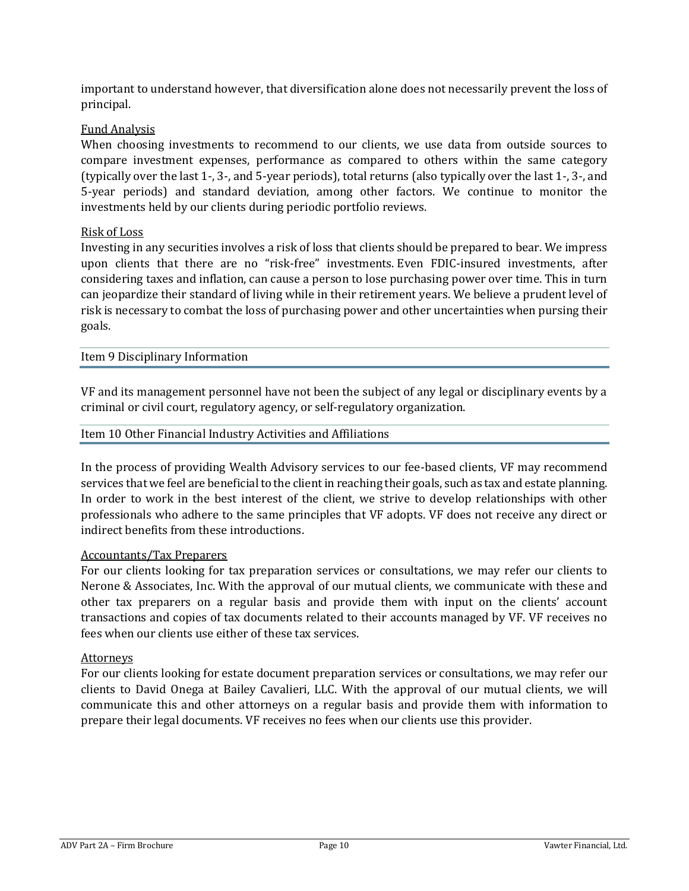important to understand however, that diversification alone does not necessarily prevent the loss of principal.

Fund Analysis

When choosing investments to recommend to our clients, we use data from outside sources to compare investment expenses, performance as compared to others within the same category (typically over the last 1-, 3-, and 5-year periods), total returns (also typically over the last 1-, 3-, and 5-year periods) and standard deviation, among other factors. We continue to monitor the investments held by our clients during periodic portfolio reviews.

Risk of Loss

Investing in any securities involves a risk of loss that clients should be prepared to bear. We impress upon clients that there are no "risk-free" investments. Even FDIC-insured investments, after considering taxes and inflation, can cause a person to lose purchasing power over time. This in turn can jeopardize their standard of living while in their retirement years. We believe a prudent level of risk is necessary to combat the loss of purchasing power and other uncertainties when pursing their goals.

## Item 9 Disciplinary Information

VF and its management personnel have not been the subject of any legal or disciplinary events by a criminal or civil court, regulatory agency, or self-regulatory organization.

## Item 10 Other Financial Industry Activities and Affiliations

In the process of providing Wealth Advisory services to our fee-based clients, VF may recommend services that we feel are beneficial to the client in reaching their goals, such as tax and estate planning. In order to work in the best interest of the client, we strive to develop relationships with other professionals who adhere to the same principles that VF adopts. VF does not receive any direct or indirect benefits from these introductions.

Accountants/Tax Preparers

For our clients looking for tax preparation services or consultations, we may refer our clients to Nerone & Associates, Inc. With the approval of our mutual clients, we communicate with these and other tax preparers on a regular basis and provide them with input on the clients' account transactions and copies of tax documents related to their accounts managed by VF. VF receives no fees when our clients use either of these tax services.

Attorneys

For our clients looking for estate document preparation services or consultations, we may refer our clients to David Onega at Bailey Cavalieri, LLC. With the approval of our mutual clients, we will communicate this and other attorneys on a regular basis and provide them with information to prepare their legal documents. VF receives no fees when our clients use this provider.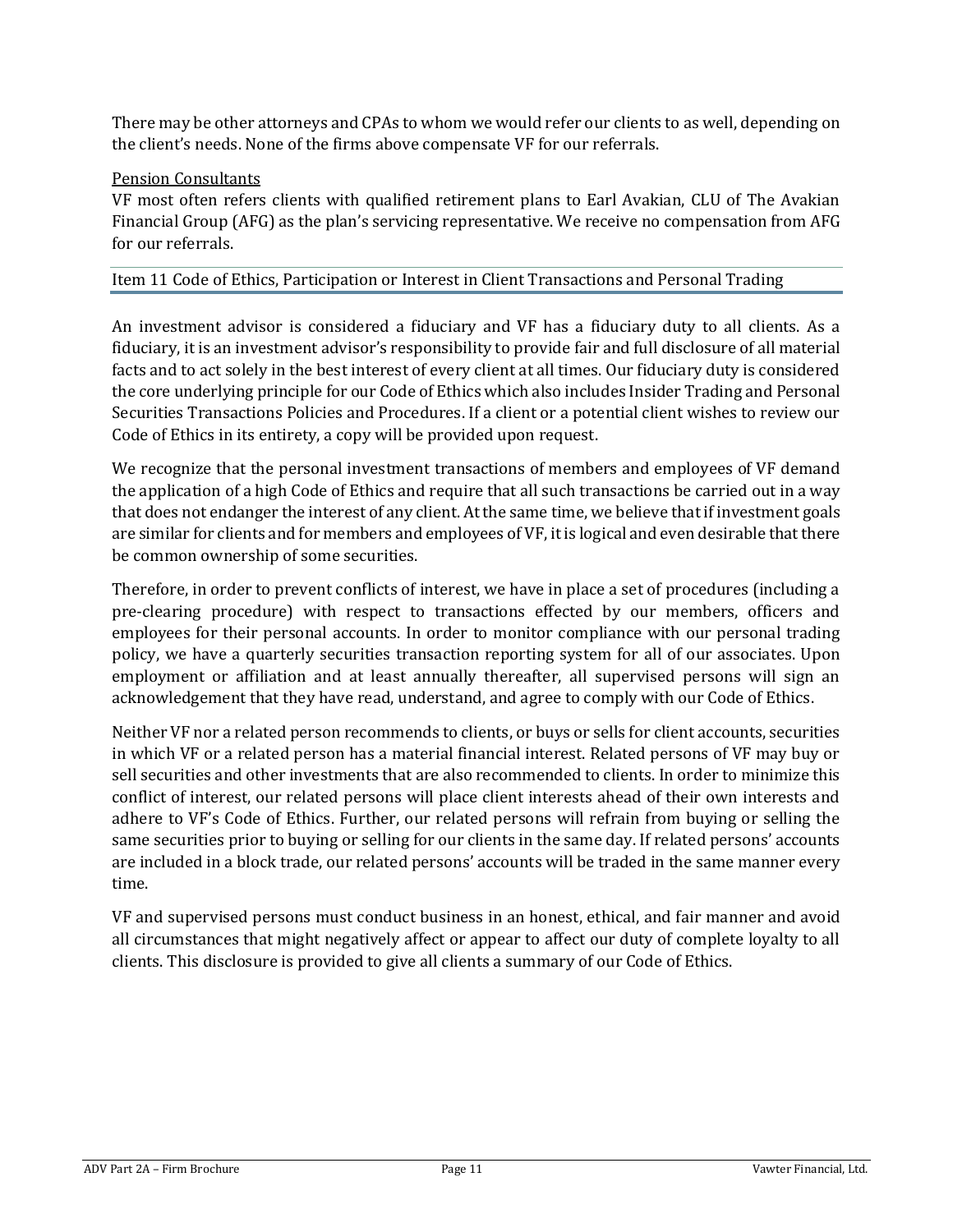There may be other attorneys and CPAs to whom we would refer our clients to as well, depending on the client's needs. None of the firms above compensate VF for our referrals.

Pension Consultants

VF most often refers clients with qualified retirement plans to Earl Avakian, CLU of The Avakian Financial Group (AFG) as the plan's servicing representative. We receive no compensation from AFG for our referrals.

## Item 11 Code of Ethics, Participation or Interest in Client Transactions and Personal Trading

An investment advisor is considered a fiduciary and VF has a fiduciary duty to all clients. As a fiduciary, it is an investment advisor's responsibility to provide fair and full disclosure of all material facts and to act solely in the best interest of every client at all times. Our fiduciary duty is considered the core underlying principle for our Code of Ethics which also includes Insider Trading and Personal Securities Transactions Policies and Procedures. If a client or a potential client wishes to review our Code of Ethics in its entirety, a copy will be provided upon request.

We recognize that the personal investment transactions of members and employees of VF demand the application of a high Code of Ethics and require that all such transactions be carried out in a way that does not endanger the interest of any client. At the same time, we believe that if investment goals are similar for clients and for members and employees of VF, it is logical and even desirable that there be common ownership of some securities.

Therefore, in order to prevent conflicts of interest, we have in place a set of procedures (including a pre-clearing procedure) with respect to transactions effected by our members, officers and employees for their personal accounts. In order to monitor compliance with our personal trading policy, we have a quarterly securities transaction reporting system for all of our associates. Upon employment or affiliation and at least annually thereafter, all supervised persons will sign an acknowledgement that they have read, understand, and agree to comply with our Code of Ethics.

Neither VF nor a related person recommends to clients, or buys or sells for client accounts, securities in which VF or a related person has a material financial interest. Related persons of VF may buy or sell securities and other investments that are also recommended to clients. In order to minimize this conflict of interest, our related persons will place client interests ahead of their own interests and adhere to VF's Code of Ethics. Further, our related persons will refrain from buying or selling the same securities prior to buying or selling for our clients in the same day. If related persons' accounts are included in a block trade, our related persons' accounts will be traded in the same manner every time.

VF and supervised persons must conduct business in an honest, ethical, and fair manner and avoid all circumstances that might negatively affect or appear to affect our duty of complete loyalty to all clients. This disclosure is provided to give all clients a summary of our Code of Ethics.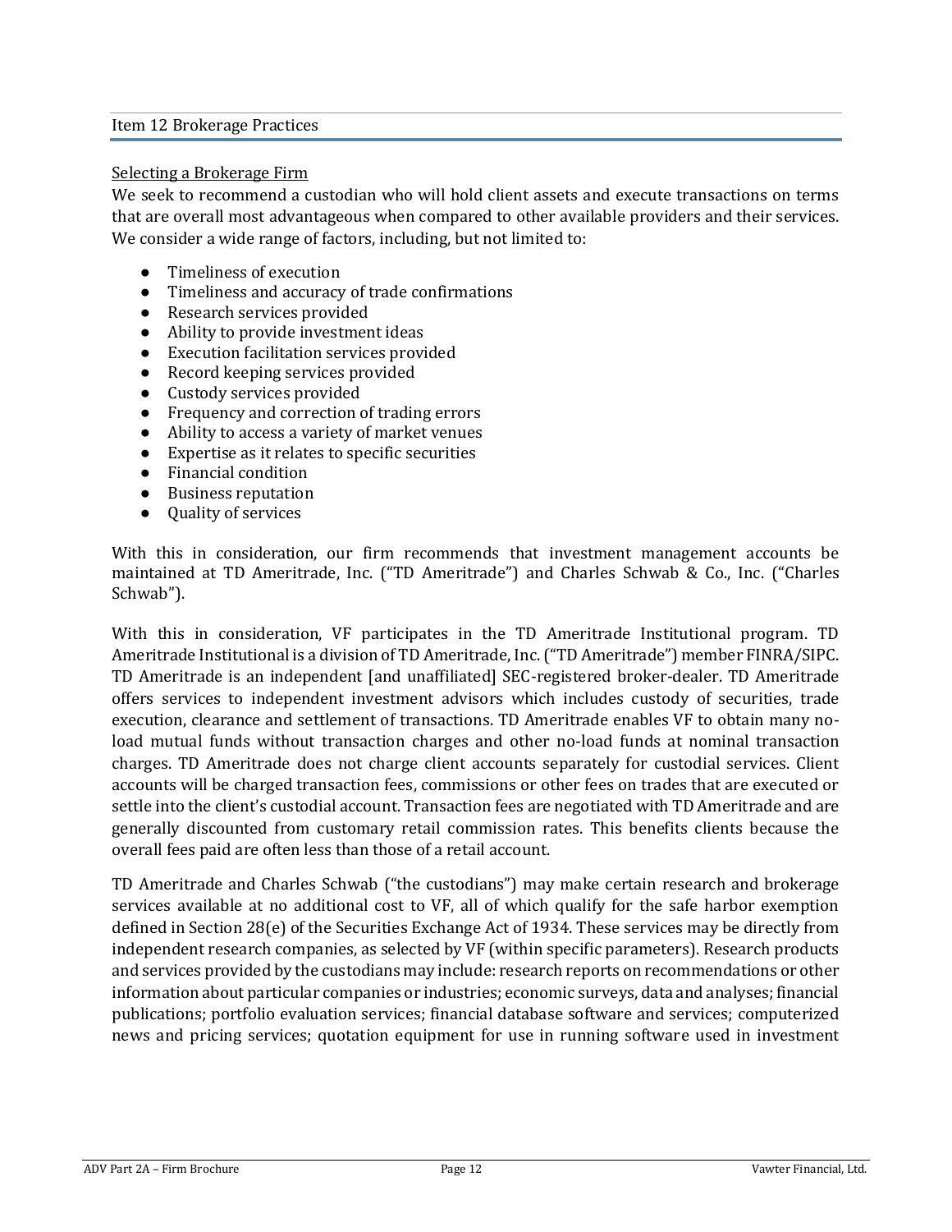## Item 12 Brokerage Practices

Selecting a Brokerage Firm

We seek to recommend a custodian who will hold client assets and execute transactions on terms that are overall most advantageous when compared to other available providers and their services. We consider a wide range of factors, including, but not limited to:

- Timeliness of execution
- Timeliness and accuracy of trade confirmations
- Research services provided
- Ability to provide investment ideas
- Execution facilitation services provided
- Record keeping services provided
- Custody services provided
- Frequency and correction of trading errors
- Ability to access a variety of market venues
- Expertise as it relates to specific securities
- Financial condition
- Business reputation
- Quality of services

With this in consideration, our firm recommends that investment management accounts be maintained at TD Ameritrade, Inc. ("TD Ameritrade") and Charles Schwab & Co., Inc. ("Charles Schwab").

With this in consideration, VF participates in the TD Ameritrade Institutional program. TD Ameritrade Institutional is a division of TD Ameritrade, Inc. ("TD Ameritrade") member FINRA/SIPC. TD Ameritrade is an independent [and unaffiliated] SEC-registered broker-dealer. TD Ameritrade offers services to independent investment advisors which includes custody of securities, trade execution, clearance and settlement of transactions. TD Ameritrade enables VF to obtain many no-load mutual funds without transaction charges and other no-load funds at nominal transaction charges. TD Ameritrade does not charge client accounts separately for custodial services. Client accounts will be charged transaction fees, commissions or other fees on trades that are executed or settle into the client's custodial account. Transaction fees are negotiated with TD Ameritrade and are generally discounted from customary retail commission rates. This benefits clients because the overall fees paid are often less than those of a retail account.

TD Ameritrade and Charles Schwab ("the custodians") may make certain research and brokerage services available at no additional cost to VF, all of which qualify for the safe harbor exemption defined in Section 28(e) of the Securities Exchange Act of 1934. These services may be directly from independent research companies, as selected by VF (within specific parameters). Research products and services provided by the custodians may include: research reports on recommendations or other information about particular companies or industries; economic surveys, data and analyses; financial publications; portfolio evaluation services; financial database software and services; computerized news and pricing services; quotation equipment for use in running software used in investment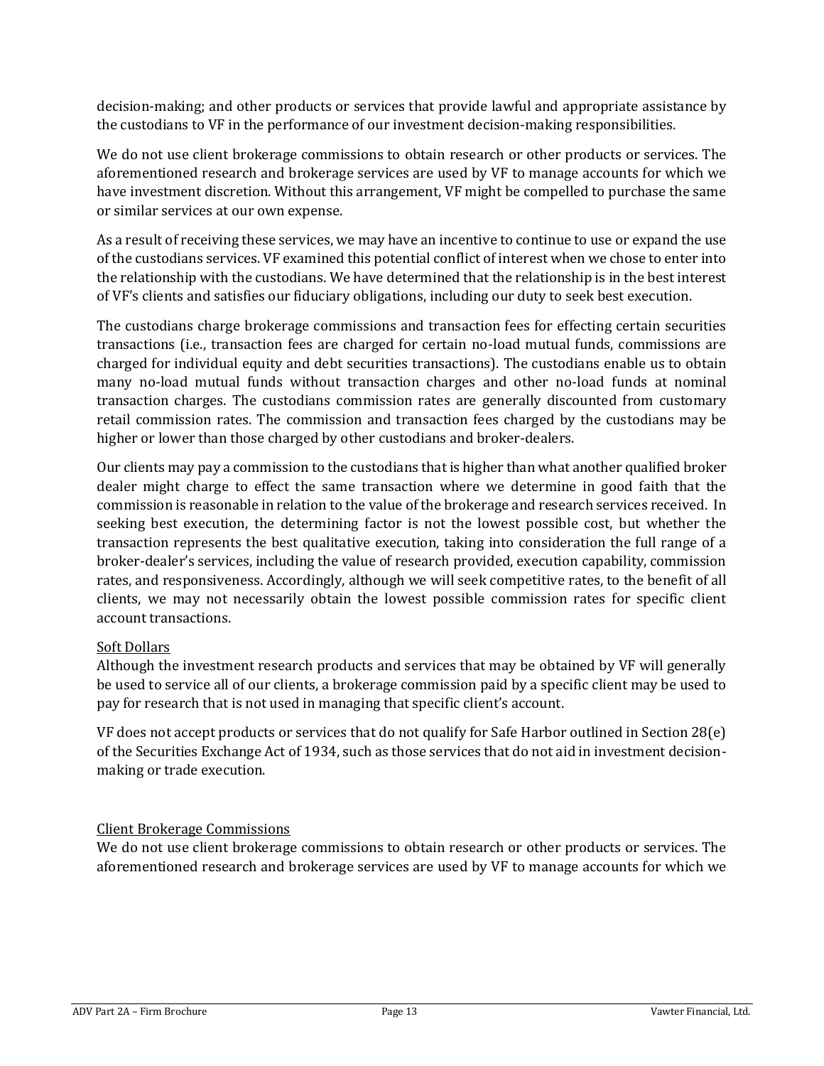decision-making; and other products or services that provide lawful and appropriate assistance by the custodians to VF in the performance of our investment decision-making responsibilities.

We do not use client brokerage commissions to obtain research or other products or services. The aforementioned research and brokerage services are used by VF to manage accounts for which we have investment discretion. Without this arrangement, VF might be compelled to purchase the same or similar services at our own expense.

As a result of receiving these services, we may have an incentive to continue to use or expand the use of the custodians services. VF examined this potential conflict of interest when we chose to enter into the relationship with the custodians. We have determined that the relationship is in the best interest of VF's clients and satisfies our fiduciary obligations, including our duty to seek best execution.

The custodians charge brokerage commissions and transaction fees for effecting certain securities transactions (i.e., transaction fees are charged for certain no-load mutual funds, commissions are charged for individual equity and debt securities transactions). The custodians enable us to obtain many no-load mutual funds without transaction charges and other no-load funds at nominal transaction charges. The custodians commission rates are generally discounted from customary retail commission rates. The commission and transaction fees charged by the custodians may be higher or lower than those charged by other custodians and broker-dealers.

Our clients may pay a commission to the custodians that is higher than what another qualified broker dealer might charge to effect the same transaction where we determine in good faith that the commission is reasonable in relation to the value of the brokerage and research services received. In seeking best execution, the determining factor is not the lowest possible cost, but whether the transaction represents the best qualitative execution, taking into consideration the full range of a broker-dealer's services, including the value of research provided, execution capability, commission rates, and responsiveness. Accordingly, although we will seek competitive rates, to the benefit of all clients, we may not necessarily obtain the lowest possible commission rates for specific client account transactions.

Soft Dollars

Although the investment research products and services that may be obtained by VF will generally be used to service all of our clients, a brokerage commission paid by a specific client may be used to pay for research that is not used in managing that specific client's account.

VF does not accept products or services that do not qualify for Safe Harbor outlined in Section 28(e) of the Securities Exchange Act of 1934, such as those services that do not aid in investment decision-making or trade execution.

Client Brokerage Commissions

We do not use client brokerage commissions to obtain research or other products or services. The aforementioned research and brokerage services are used by VF to manage accounts for which we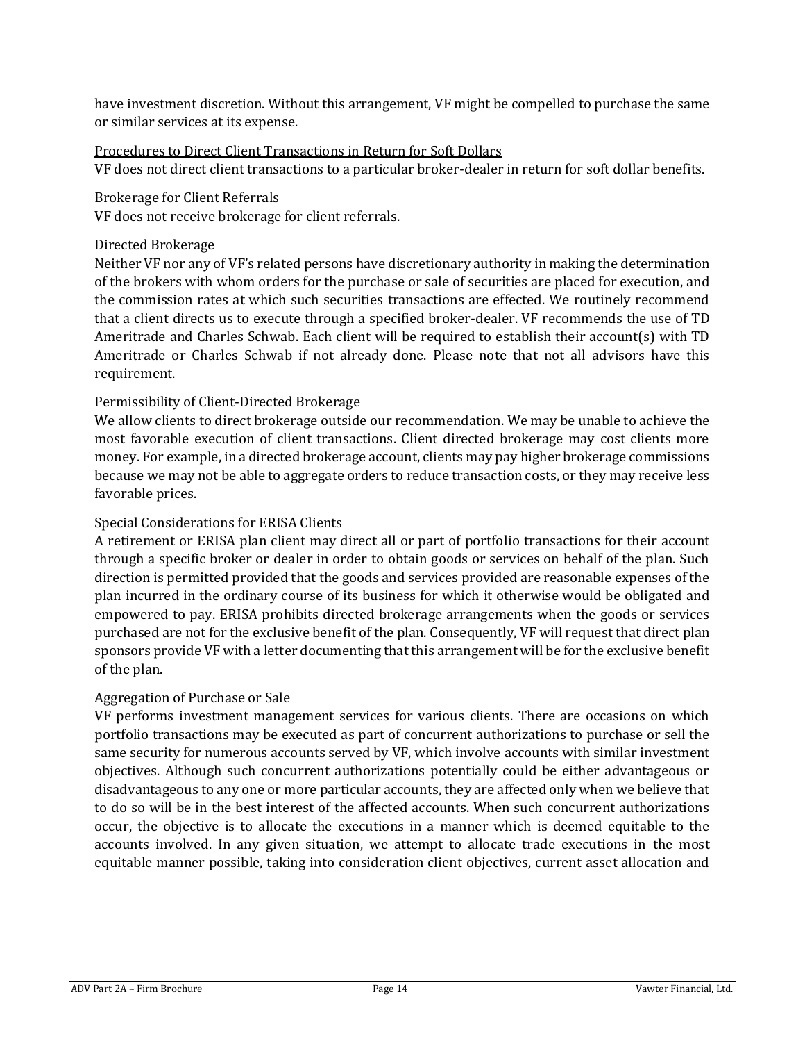have investment discretion. Without this arrangement, VF might be compelled to purchase the same or similar services at its expense.

Procedures to Direct Client Transactions in Return for Soft Dollars

VF does not direct client transactions to a particular broker-dealer in return for soft dollar benefits.

Brokerage for Client Referrals

VF does not receive brokerage for client referrals.

Directed Brokerage

Neither VF nor any of VF's related persons have discretionary authority in making the determination of the brokers with whom orders for the purchase or sale of securities are placed for execution, and the commission rates at which such securities transactions are effected. We routinely recommend that a client directs us to execute through a specified broker-dealer. VF recommends the use of TD Ameritrade and Charles Schwab. Each client will be required to establish their account(s) with TD Ameritrade or Charles Schwab if not already done. Please note that not all advisors have this requirement.

Permissibility of Client-Directed Brokerage

We allow clients to direct brokerage outside our recommendation. We may be unable to achieve the most favorable execution of client transactions. Client directed brokerage may cost clients more money. For example, in a directed brokerage account, clients may pay higher brokerage commissions because we may not be able to aggregate orders to reduce transaction costs, or they may receive less favorable prices.

Special Considerations for ERISA Clients

A retirement or ERISA plan client may direct all or part of portfolio transactions for their account through a specific broker or dealer in order to obtain goods or services on behalf of the plan. Such direction is permitted provided that the goods and services provided are reasonable expenses of the plan incurred in the ordinary course of its business for which it otherwise would be obligated and empowered to pay. ERISA prohibits directed brokerage arrangements when the goods or services purchased are not for the exclusive benefit of the plan. Consequently, VF will request that direct plan sponsors provide VF with a letter documenting that this arrangement will be for the exclusive benefit of the plan.

Aggregation of Purchase or Sale

VF performs investment management services for various clients. There are occasions on which portfolio transactions may be executed as part of concurrent authorizations to purchase or sell the same security for numerous accounts served by VF, which involve accounts with similar investment objectives. Although such concurrent authorizations potentially could be either advantageous or disadvantageous to any one or more particular accounts, they are affected only when we believe that to do so will be in the best interest of the affected accounts. When such concurrent authorizations occur, the objective is to allocate the executions in a manner which is deemed equitable to the accounts involved. In any given situation, we attempt to allocate trade executions in the most equitable manner possible, taking into consideration client objectives, current asset allocation and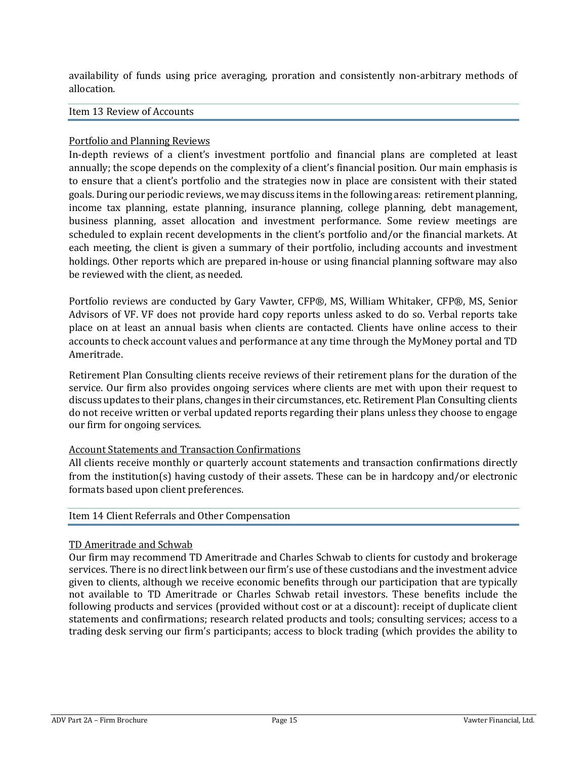availability of funds using price averaging, proration and consistently non-arbitrary methods of allocation.

## Item 13 Review of Accounts

### Portfolio and Planning Reviews

In-depth reviews of a client's investment portfolio and financial plans are completed at least annually; the scope depends on the complexity of a client's financial position. Our main emphasis is to ensure that a client's portfolio and the strategies now in place are consistent with their stated goals. During our periodic reviews, we may discuss items in the following areas: retirement planning, income tax planning, estate planning, insurance planning, college planning, debt management, business planning, asset allocation and investment performance. Some review meetings are scheduled to explain recent developments in the client's portfolio and/or the financial markets. At each meeting, the client is given a summary of their portfolio, including accounts and investment holdings. Other reports which are prepared in-house or using financial planning software may also be reviewed with the client, as needed.

Portfolio reviews are conducted by Gary Vawter, CFP®, MS, William Whitaker, CFP®, MS, Senior Advisors of VF. VF does not provide hard copy reports unless asked to do so. Verbal reports take place on at least an annual basis when clients are contacted. Clients have online access to their accounts to check account values and performance at any time through the MyMoney portal and TD Ameritrade.

Retirement Plan Consulting clients receive reviews of their retirement plans for the duration of the service. Our firm also provides ongoing services where clients are met with upon their request to discuss updates to their plans, changes in their circumstances, etc. Retirement Plan Consulting clients do not receive written or verbal updated reports regarding their plans unless they choose to engage our firm for ongoing services.

### Account Statements and Transaction Confirmations

All clients receive monthly or quarterly account statements and transaction confirmations directly from the institution(s) having custody of their assets. These can be in hardcopy and/or electronic formats based upon client preferences.

## Item 14 Client Referrals and Other Compensation

### TD Ameritrade and Schwab

Our firm may recommend TD Ameritrade and Charles Schwab to clients for custody and brokerage services. There is no direct link between our firm's use of these custodians and the investment advice given to clients, although we receive economic benefits through our participation that are typically not available to TD Ameritrade or Charles Schwab retail investors. These benefits include the following products and services (provided without cost or at a discount): receipt of duplicate client statements and confirmations; research related products and tools; consulting services; access to a trading desk serving our firm's participants; access to block trading (which provides the ability to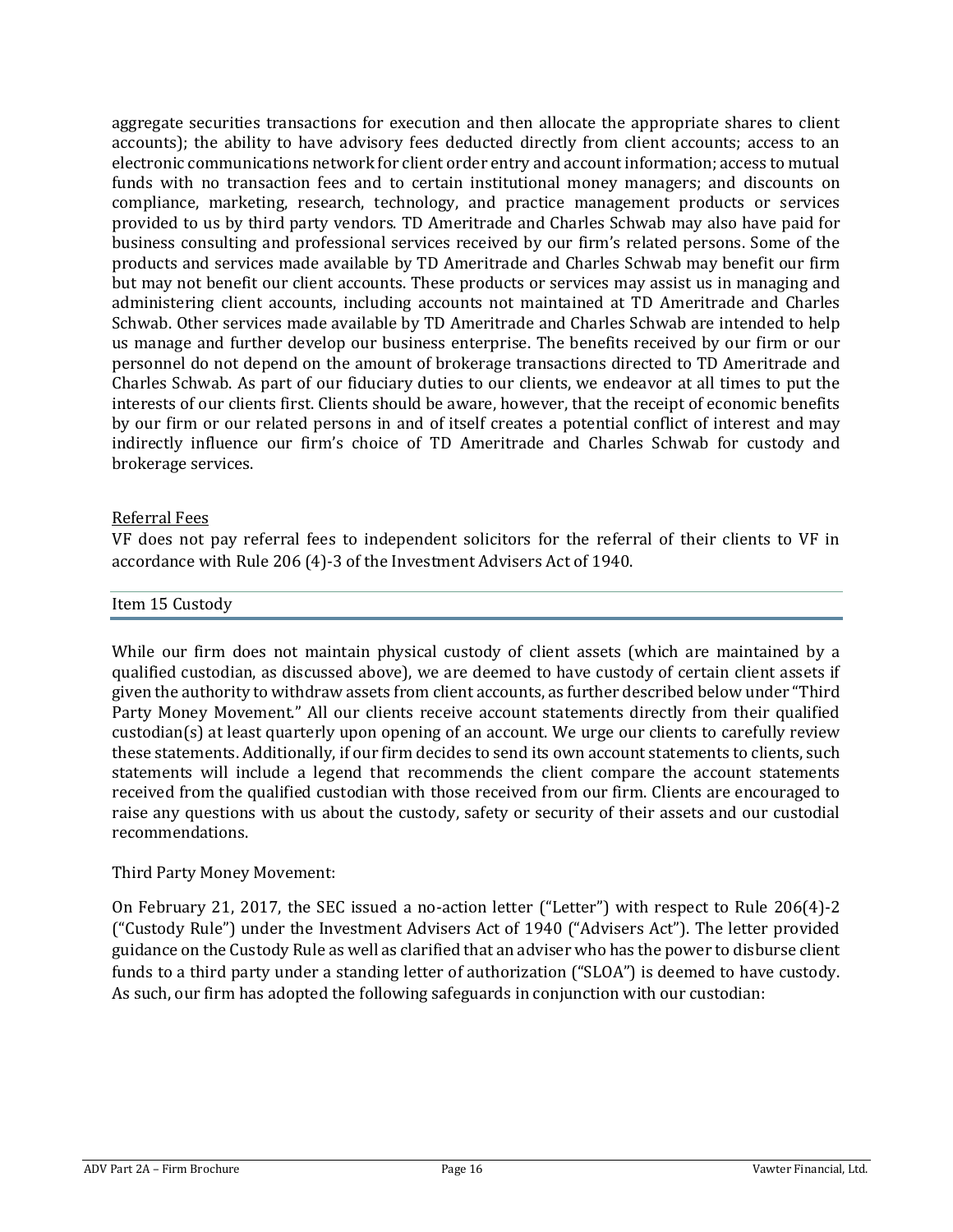aggregate securities transactions for execution and then allocate the appropriate shares to client accounts); the ability to have advisory fees deducted directly from client accounts; access to an electronic communications network for client order entry and account information; access to mutual funds with no transaction fees and to certain institutional money managers; and discounts on compliance, marketing, research, technology, and practice management products or services provided to us by third party vendors. TD Ameritrade and Charles Schwab may also have paid for business consulting and professional services received by our firm's related persons. Some of the products and services made available by TD Ameritrade and Charles Schwab may benefit our firm but may not benefit our client accounts. These products or services may assist us in managing and administering client accounts, including accounts not maintained at TD Ameritrade and Charles Schwab. Other services made available by TD Ameritrade and Charles Schwab are intended to help us manage and further develop our business enterprise. The benefits received by our firm or our personnel do not depend on the amount of brokerage transactions directed to TD Ameritrade and Charles Schwab. As part of our fiduciary duties to our clients, we endeavor at all times to put the interests of our clients first. Clients should be aware, however, that the receipt of economic benefits by our firm or our related persons in and of itself creates a potential conflict of interest and may indirectly influence our firm's choice of TD Ameritrade and Charles Schwab for custody and brokerage services.

Referral Fees

VF does not pay referral fees to independent solicitors for the referral of their clients to VF in accordance with Rule 206 (4)-3 of the Investment Advisers Act of 1940.

## Item 15 Custody

While our firm does not maintain physical custody of client assets (which are maintained by a qualified custodian, as discussed above), we are deemed to have custody of certain client assets if given the authority to withdraw assets from client accounts, as further described below under "Third Party Money Movement." All our clients receive account statements directly from their qualified custodian(s) at least quarterly upon opening of an account. We urge our clients to carefully review these statements. Additionally, if our firm decides to send its own account statements to clients, such statements will include a legend that recommends the client compare the account statements received from the qualified custodian with those received from our firm. Clients are encouraged to raise any questions with us about the custody, safety or security of their assets and our custodial recommendations.

Third Party Money Movement:

On February 21, 2017, the SEC issued a no-action letter ("Letter") with respect to Rule 206(4)-2 ("Custody Rule") under the Investment Advisers Act of 1940 ("Advisers Act"). The letter provided guidance on the Custody Rule as well as clarified that an adviser who has the power to disburse client funds to a third party under a standing letter of authorization ("SLOA") is deemed to have custody. As such, our firm has adopted the following safeguards in conjunction with our custodian: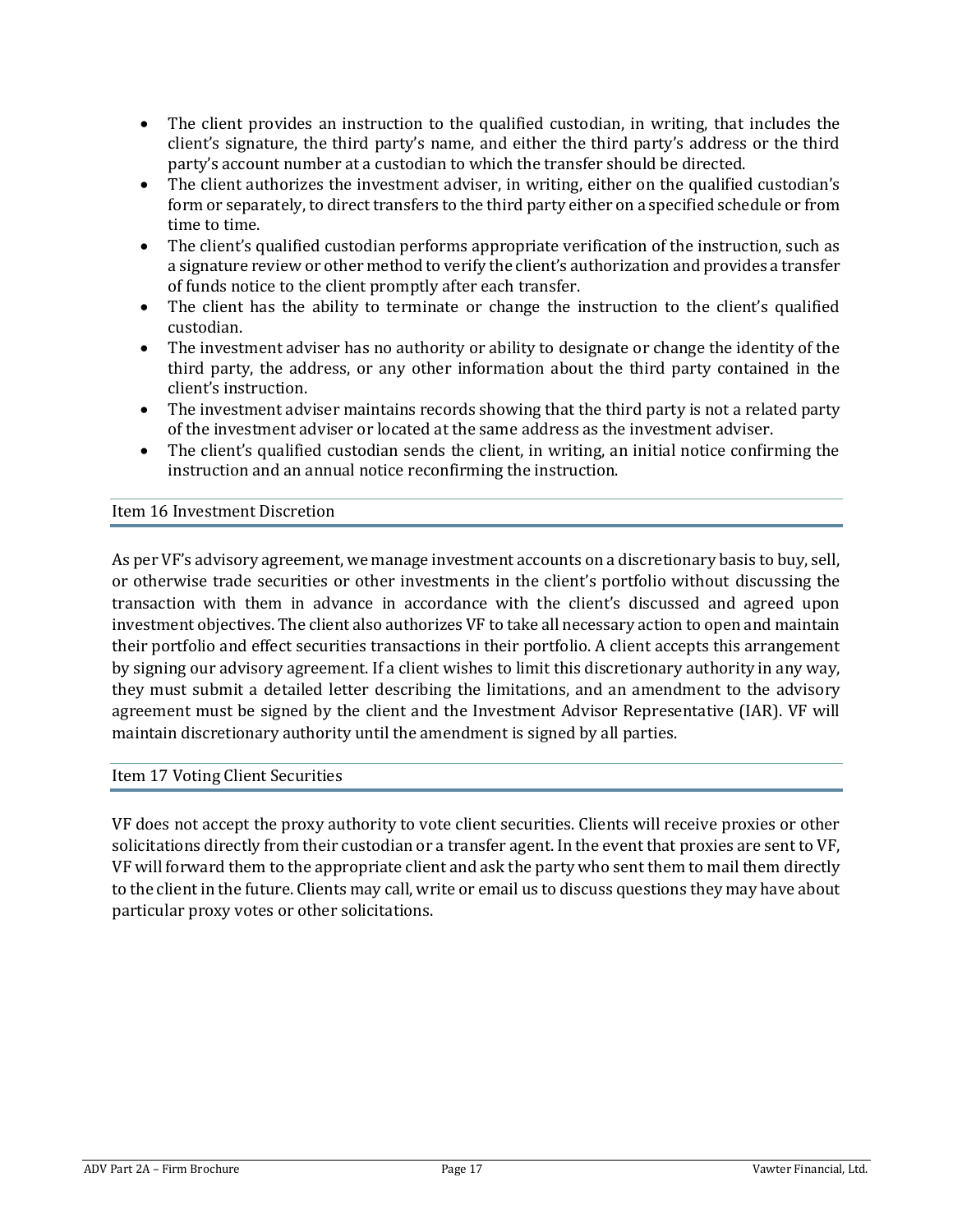- The client provides an instruction to the qualified custodian, in writing, that includes the client's signature, the third party's name, and either the third party's address or the third party's account number at a custodian to which the transfer should be directed.
- The client authorizes the investment adviser, in writing, either on the qualified custodian's form or separately, to direct transfers to the third party either on a specified schedule or from time to time.
- The client's qualified custodian performs appropriate verification of the instruction, such as a signature review or other method to verify the client's authorization and provides a transfer of funds notice to the client promptly after each transfer.
- The client has the ability to terminate or change the instruction to the client's qualified custodian.
- The investment adviser has no authority or ability to designate or change the identity of the third party, the address, or any other information about the third party contained in the client's instruction.
- The investment adviser maintains records showing that the third party is not a related party of the investment adviser or located at the same address as the investment adviser.
- The client's qualified custodian sends the client, in writing, an initial notice confirming the instruction and an annual notice reconfirming the instruction.

## Item 16 Investment Discretion

As per VF's advisory agreement, we manage investment accounts on a discretionary basis to buy, sell, or otherwise trade securities or other investments in the client's portfolio without discussing the transaction with them in advance in accordance with the client's discussed and agreed upon investment objectives. The client also authorizes VF to take all necessary action to open and maintain their portfolio and effect securities transactions in their portfolio. A client accepts this arrangement by signing our advisory agreement. If a client wishes to limit this discretionary authority in any way, they must submit a detailed letter describing the limitations, and an amendment to the advisory agreement must be signed by the client and the Investment Advisor Representative (IAR). VF will maintain discretionary authority until the amendment is signed by all parties.

## Item 17 Voting Client Securities

VF does not accept the proxy authority to vote client securities. Clients will receive proxies or other solicitations directly from their custodian or a transfer agent. In the event that proxies are sent to VF, VF will forward them to the appropriate client and ask the party who sent them to mail them directly to the client in the future. Clients may call, write or email us to discuss questions they may have about particular proxy votes or other solicitations.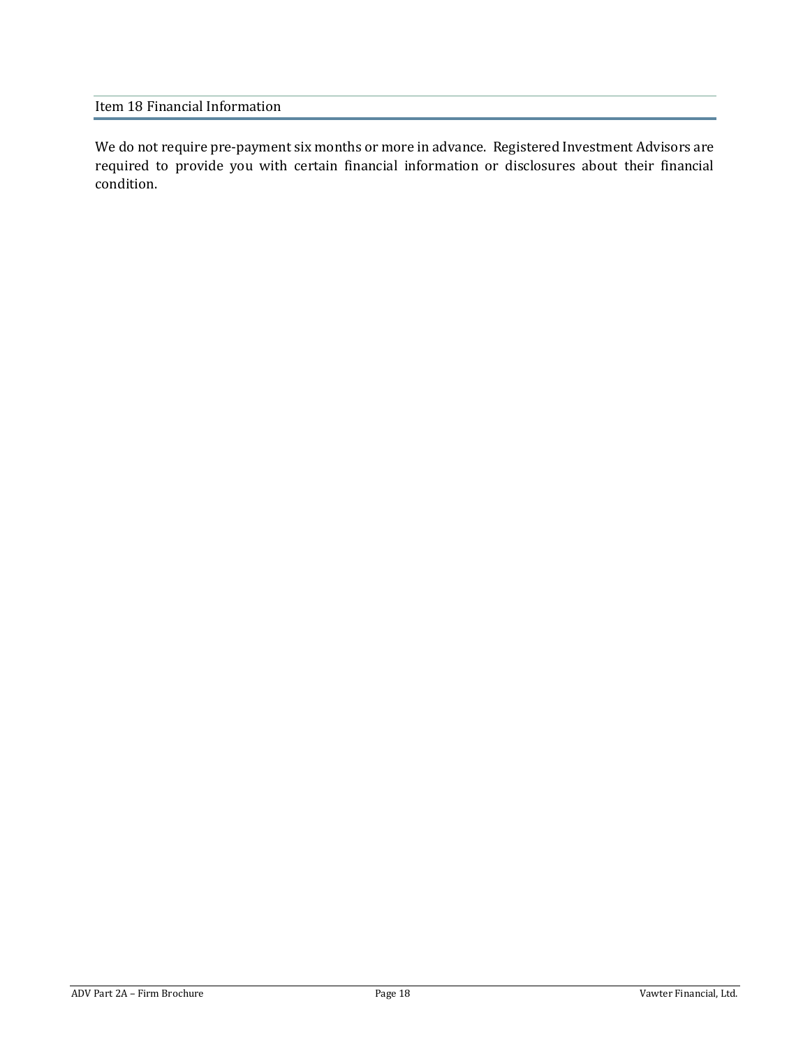## Item 18 Financial Information

We do not require pre-payment six months or more in advance. Registered Investment Advisors are required to provide you with certain financial information or disclosures about their financial condition.